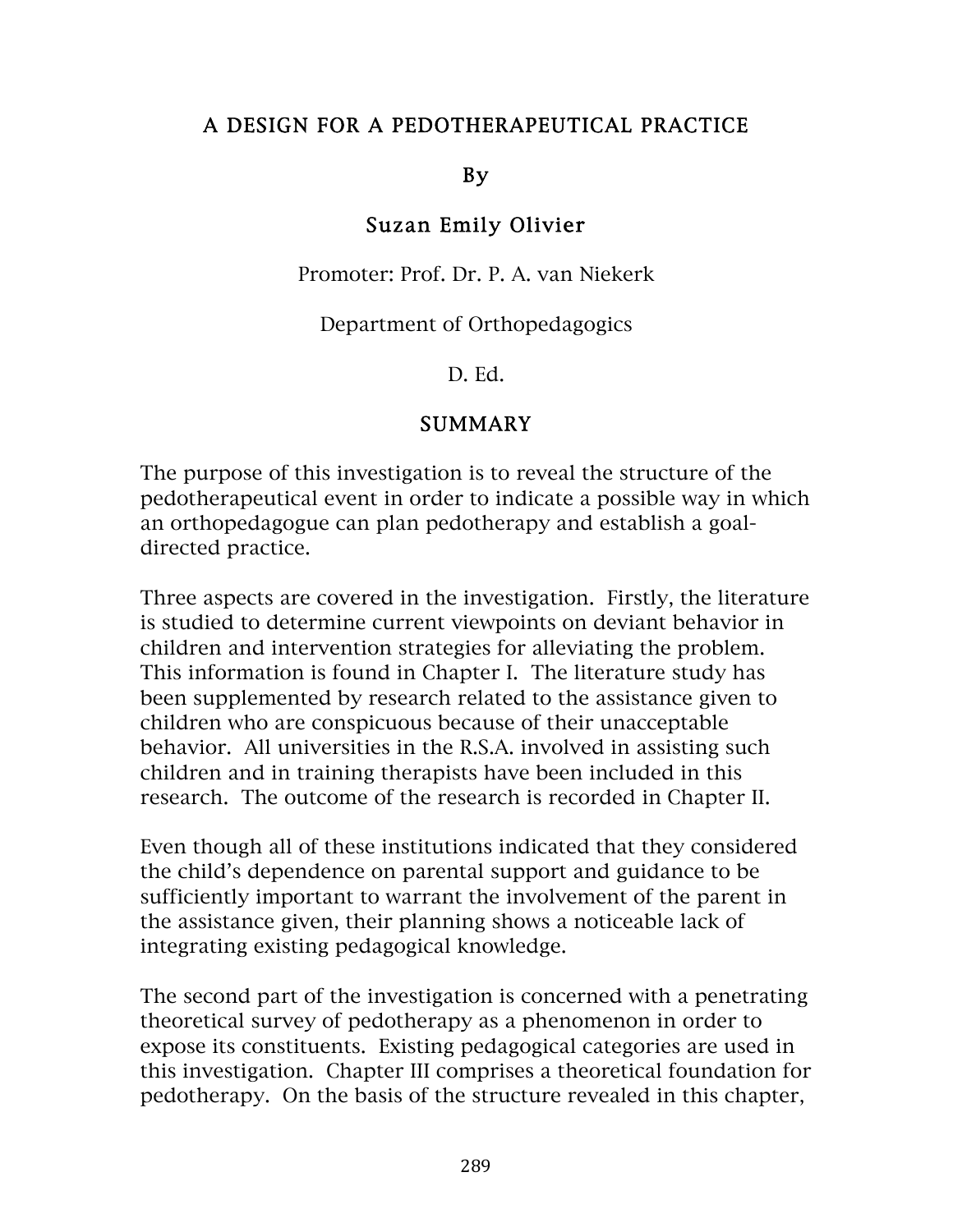# A DESIGN FOR A PEDOTHERAPEUTICAL PRACTICE

By

**Suzan Emily Olivier**

Promoter: Prof. Dr. P. A. van Niekerk

Department of Orthopedagogics

D. Ed.

## SUMMARY

The purpose of this investigation is to reveal the structure of the pedotherapeutical event in order to indicate a possible way in which an orthopedagogue can plan pedotherapy and establish a goal-directed practice.

Three aspects are covered in the investigation. Firstly, the literature is studied to determine current viewpoints on deviant behavior in children and intervention strategies for alleviating the problem. This information is found in Chapter I. The literature study has been supplemented by research related to the assistance given to children who are conspicuous because of their unacceptable behavior. All universities in the R.S.A. involved in assisting such children and in training therapists have been included in this research. The outcome of the research is recorded in Chapter II.

Even though all of these institutions indicated that they considered the child's dependence on parental support and guidance to be sufficiently important to warrant the involvement of the parent in the assistance given, their planning shows a noticeable lack of integrating existing pedagogical knowledge.

The second part of the investigation is concerned with a penetrating theoretical survey of pedotherapy as a phenomenon in order to expose its constituents. Existing pedagogical categories are used in this investigation. Chapter III comprises a theoretical foundation for pedotherapy. On the basis of the structure revealed in this chapter,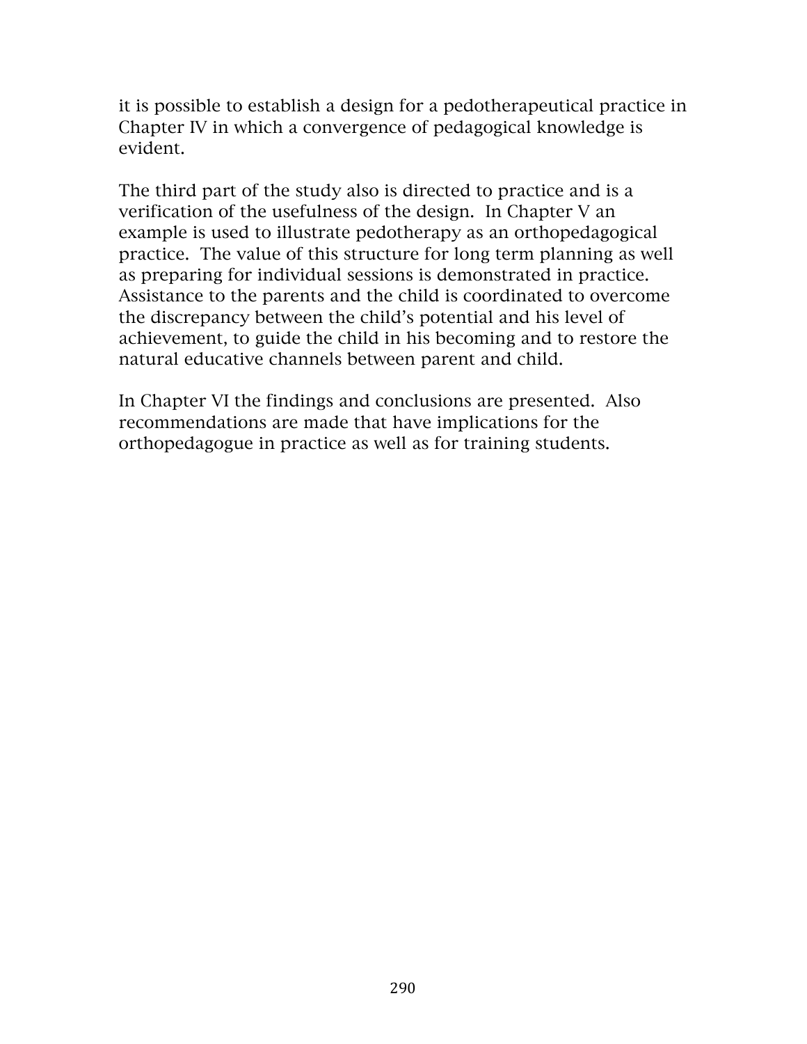it is possible to establish a design for a pedotherapeutical practice in Chapter IV in which a convergence of pedagogical knowledge is evident.

The third part of the study also is directed to practice and is a verification of the usefulness of the design. In Chapter V an example is used to illustrate pedotherapy as an orthopedagogical practice. The value of this structure for long term planning as well as preparing for individual sessions is demonstrated in practice. Assistance to the parents and the child is coordinated to overcome the discrepancy between the child's potential and his level of achievement, to guide the child in his becoming and to restore the natural educative channels between parent and child.

In Chapter VI the findings and conclusions are presented. Also recommendations are made that have implications for the orthopedagogue in practice as well as for training students.